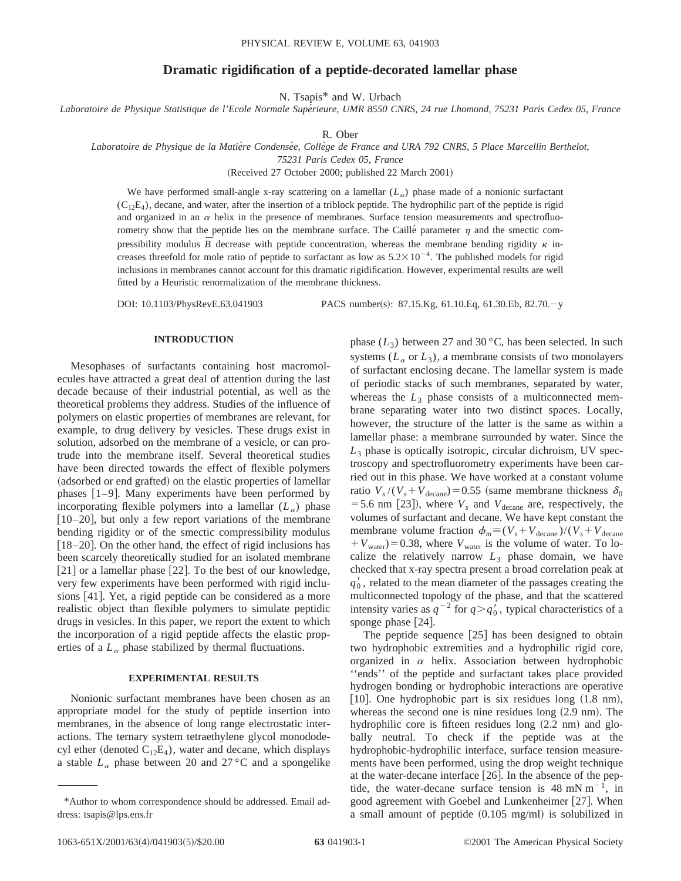# Dramatic rigidification of a peptide-decorated lamellar phase

N. Tsapis* and W. Urbach

*Laboratoire de Physique Statistique de l'Ecole Normale Supérieure, UMR 8550 CNRS, 24 rue Lhomond, 75231 Paris Cedex 05, France*

R. Ober

*Laboratoire de Physique de la Matière Condensée, Collège de France and URA 792 CNRS, 5 Place Marcellin Berthelot, 75231 Paris Cedex 05, France*

(Received 27 October 2000; published 22 March 2001)

We have performed small-angle x-ray scattering on a lamellar ($L_\alpha$) phase made of a nonionic surfactant ($C_{12}E_4$), decane, and water, after the insertion of a triblock peptide. The hydrophilic part of the peptide is rigid and organized in an $\alpha$ helix in the presence of membranes. Surface tension measurements and spectrofluorometry show that the peptide lies on the membrane surface. The Caillé parameter $\eta$ and the smectic compressibility modulus $\bar{B}$ decrease with peptide concentration, whereas the membrane bending rigidity $\kappa$ increases threefold for mole ratio of peptide to surfactant as low as $5.2\times10^{-4}$. The published models for rigid inclusions in membranes cannot account for this dramatic rigidification. However, experimental results are well fitted by a Heuristic renormalization of the membrane thickness.

DOI: 10.1103/PhysRevE.63.041903 PACS number(s): 87.15.Kg, 61.10.Eq, 61.30.Eb, 82.70.−y

## INTRODUCTION

Mesophases of surfactants containing host macromolecules have attracted a great deal of attention during the last decade because of their industrial potential, as well as the theoretical problems they address. Studies of the influence of polymers on elastic properties of membranes are relevant, for example, to drug delivery by vesicles. These drugs exist in solution, adsorbed on the membrane of a vesicle, or can protrude into the membrane itself. Several theoretical studies have been directed towards the effect of flexible polymers (adsorbed or end grafted) on the elastic properties of lamellar phases [1–9]. Many experiments have been performed by incorporating flexible polymers into a lamellar ($L_\alpha$) phase [10–20], but only a few report variations of the membrane bending rigidity or of the smectic compressibility modulus [18–20]. On the other hand, the effect of rigid inclusions has been scarcely theoretically studied for an isolated membrane [21] or a lamellar phase [22]. To the best of our knowledge, very few experiments have been performed with rigid inclusions [41]. Yet, a rigid peptide can be considered as a more realistic object than flexible polymers to simulate peptidic drugs in vesicles. In this paper, we report the extent to which the incorporation of a rigid peptide affects the elastic properties of a $L_\alpha$ phase stabilized by thermal fluctuations.

## EXPERIMENTAL RESULTS

Nonionic surfactant membranes have been chosen as an appropriate model for the study of peptide insertion into membranes, in the absence of long range electrostatic interactions. The ternary system tetraethylene glycol monododecyl ether (denoted $C_{12}E_4$), water and decane, which displays a stable $L_\alpha$ phase between 20 and 27 °C and a spongelike phase ($L_3$) between 27 and 30 °C, has been selected. In such systems ($L_\alpha$ or $L_3$), a membrane consists of two monolayers of surfactant enclosing decane. The lamellar system is made of periodic stacks of such membranes, separated by water, whereas the $L_3$ phase consists of a multiconnected membrane separating water into two distinct spaces. Locally, however, the structure of the latter is the same as within a lamellar phase: a membrane surrounded by water. Since the $L_3$ phase is optically isotropic, circular dichroism, UV spectroscopy and spectrofluorometry experiments have been carried out in this phase. We have worked at a constant volume ratio $V_s/(V_s+V_{\mathrm{decane}})=0.55$ (same membrane thickness $\delta_0=5.6$ nm [23]), where $V_s$ and $V_{\mathrm{decane}}$ are, respectively, the volumes of surfactant and decane. We have kept constant the membrane volume fraction $\phi_m\equiv(V_s+V_{\mathrm{decane}})/(V_s+V_{\mathrm{decane}}+V_{\mathrm{water}})=0.38$, where $V_{\mathrm{water}}$ is the volume of water. To localize the relatively narrow $L_3$ phase domain, we have checked that x-ray spectra present a broad correlation peak at $q_0'$, related to the mean diameter of the passages creating the multiconnected topology of the phase, and that the scattered intensity varies as $q^{-2}$ for $q>q_0'$, typical characteristics of a sponge phase [24].

The peptide sequence [25] has been designed to obtain two hydrophobic extremities and a hydrophilic rigid core, organized in $\alpha$ helix. Association between hydrophobic "ends" of the peptide and surfactant takes place provided hydrogen bonding or hydrophobic interactions are operative [10]. One hydrophobic part is six residues long (1.8 nm), whereas the second one is nine residues long (2.9 nm). The hydrophilic core is fifteen residues long (2.2 nm) and globally neutral. To check if the peptide was at the hydrophobic-hydrophilic interface, surface tension measurements have been performed, using the drop weight technique at the water-decane interface [26]. In the absence of the peptide, the water-decane surface tension is 48 mN m$^{-1}$, in good agreement with Goebel and Lunkenheimer [27]. When a small amount of peptide (0.105 mg/ml) is solubilized in

*Author to whom correspondence should be addressed. Email address: tsapis@lps.ens.fr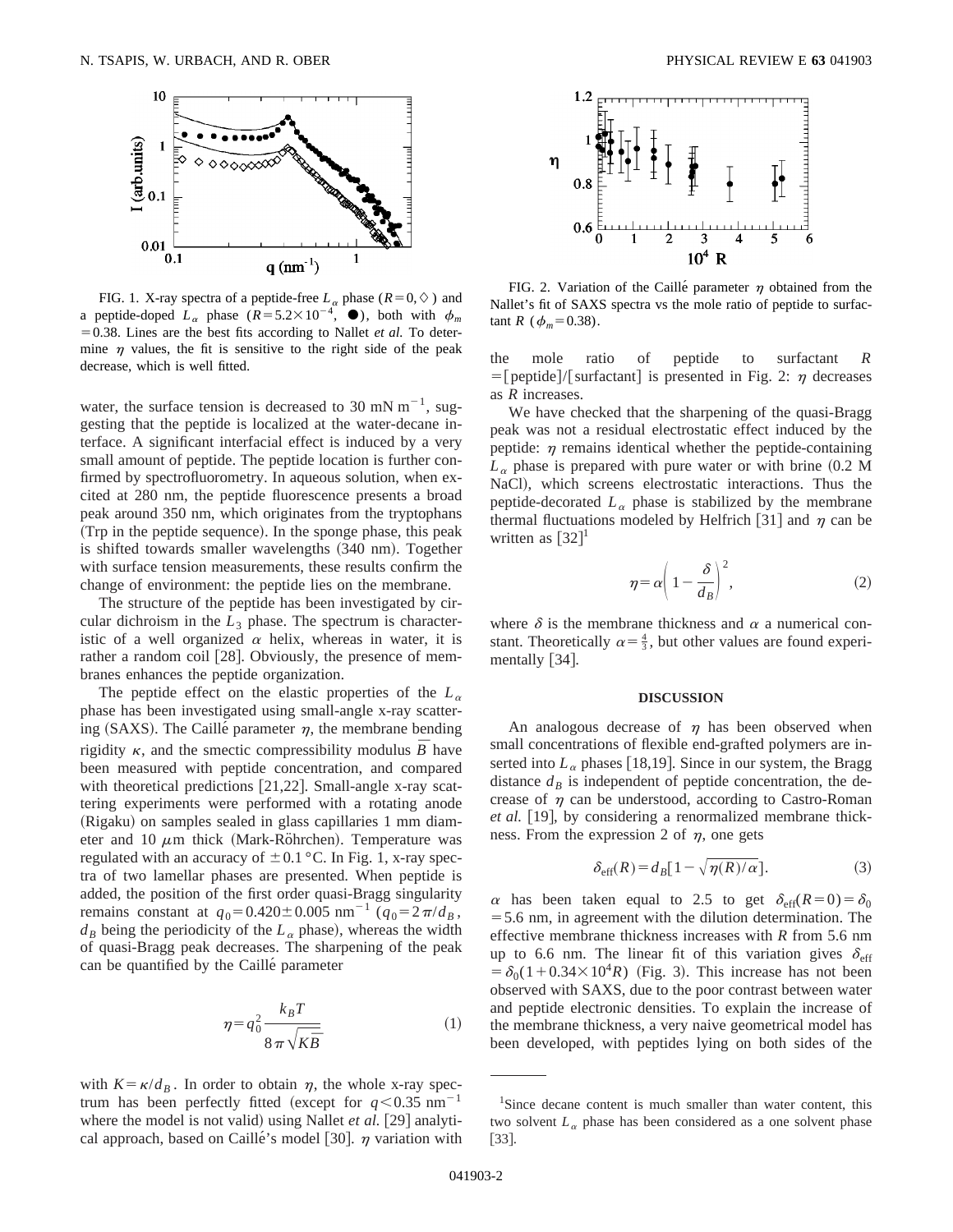FIG. 1. X-ray spectra of a peptide-free $L_\alpha$ phase ($R=0$, ◇) and a peptide-doped $L_\alpha$ phase ($R=5.2\times10^{-4}$, ●), both with $\phi_m=0.38$. Lines are the best fits according to Nallet *et al.* To determine $\eta$ values, the fit is sensitive to the right side of the peak decrease, which is well fitted.

water, the surface tension is decreased to 30 mN m$^{-1}$, suggesting that the peptide is localized at the water-decane interface. A significant interfacial effect is induced by a very small amount of peptide. The peptide location is further confirmed by spectrofluorometry. In aqueous solution, when excited at 280 nm, the peptide fluorescence presents a broad peak around 350 nm, which originates from the tryptophans (Trp in the peptide sequence). In the sponge phase, this peak is shifted towards smaller wavelengths (340 nm). Together with surface tension measurements, these results confirm the change of environment: the peptide lies on the membrane.

The structure of the peptide has been investigated by circular dichroism in the $L_3$ phase. The spectrum is characteristic of a well organized $\alpha$ helix, whereas in water, it is rather a random coil [28]. Obviously, the presence of membranes enhances the peptide organization.

The peptide effect on the elastic properties of the $L_\alpha$ phase has been investigated using small-angle x-ray scattering (SAXS). The Caillé parameter $\eta$, the membrane bending rigidity $\kappa$, and the smectic compressibility modulus $\bar{B}$ have been measured with peptide concentration, and compared with theoretical predictions [21,22]. Small-angle x-ray scattering experiments were performed with a rotating anode (Rigaku) on samples sealed in glass capillaries 1 mm diameter and 10 $\mu$m thick (Mark-Röhrchen). Temperature was regulated with an accuracy of $\pm 0.1$ °C. In Fig. 1, x-ray spectra of two lamellar phases are presented. When peptide is added, the position of the first order quasi-Bragg singularity remains constant at $q_0=0.420\pm0.005$ nm$^{-1}$ ($q_0=2\pi/d_B$, $d_B$ being the periodicity of the $L_\alpha$ phase), whereas the width of quasi-Bragg peak decreases. The sharpening of the peak can be quantified by the Caillé parameter

$$\eta = q_0^2 \frac{k_B T}{8\pi\sqrt{K\bar{B}}} \tag{1}$$

with $K=\kappa/d_B$. In order to obtain $\eta$, the whole x-ray spectrum has been perfectly fitted (except for $q<0.35$ nm$^{-1}$ where the model is not valid) using Nallet *et al.* [29] analytical approach, based on Caillé's model [30]. $\eta$ variation with the mole ratio of peptide to surfactant $R=[\text{peptide}]/[\text{surfactant}]$ is presented in Fig. 2: $\eta$ decreases as $R$ increases.

FIG. 2. Variation of the Caillé parameter $\eta$ obtained from the Nallet's fit of SAXS spectra vs the mole ratio of peptide to surfactant $R$ ($\phi_m=0.38$).

We have checked that the sharpening of the quasi-Bragg peak was not a residual electrostatic effect induced by the peptide: $\eta$ remains identical whether the peptide-containing $L_\alpha$ phase is prepared with pure water or with brine (0.2 M NaCl), which screens electrostatic interactions. Thus the peptide-decorated $L_\alpha$ phase is stabilized by the membrane thermal fluctuations modeled by Helfrich [31] and $\eta$ can be written as [32][1]

$$\eta = \alpha\left(1-\frac{\delta}{d_B}\right)^2, \tag{2}$$

where $\delta$ is the membrane thickness and $\alpha$ a numerical constant. Theoretically $\alpha=\frac{4}{3}$, but other values are found experimentally [34].

## DISCUSSION

An analogous decrease of $\eta$ has been observed when small concentrations of flexible end-grafted polymers are inserted into $L_\alpha$ phases [18,19]. Since in our system, the Bragg distance $d_B$ is independent of peptide concentration, the decrease of $\eta$ can be understood, according to Castro-Roman *et al.* [19], by considering a renormalized membrane thickness. From the expression 2 of $\eta$, one gets

$$\delta_{\text{eff}}(R) = d_B[1-\sqrt{\eta(R)/\alpha}]. \tag{3}$$

$\alpha$ has been taken equal to 2.5 to get $\delta_{\text{eff}}(R=0)=\delta_0=5.6$ nm, in agreement with the dilution determination. The effective membrane thickness increases with $R$ from 5.6 nm up to 6.6 nm. The linear fit of this variation gives $\delta_{\text{eff}}=\delta_0(1+0.34\times10^4 R)$ (Fig. 3). This increase has not been observed with SAXS, due to the poor contrast between water and peptide electronic densities. To explain the increase of the membrane thickness, a very naive geometrical model has been developed, with peptides lying on both sides of the

[1] Since decane content is much smaller than water content, this two solvent $L_\alpha$ phase has been considered as a one solvent phase [33].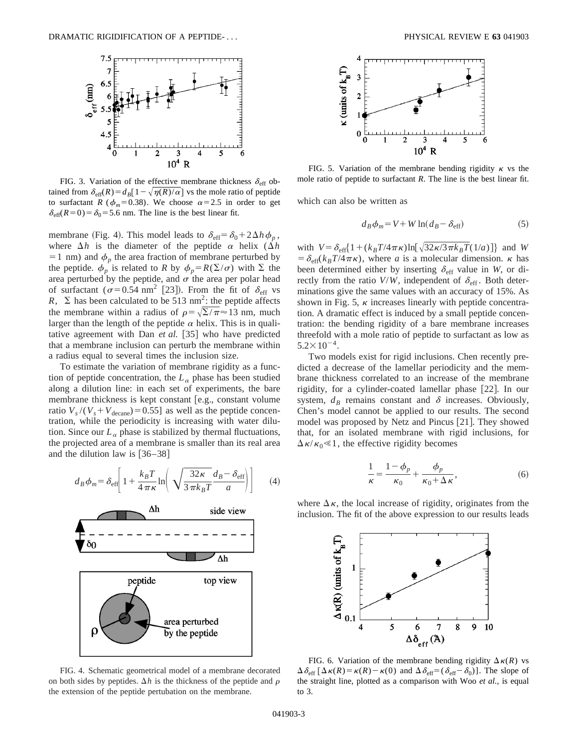FIG. 3. Variation of the effective membrane thickness $\delta_{\rm eff}$ obtained from $\delta_{\rm eff}(R) = d_B[1-\sqrt{\eta(R)/\alpha}]$ vs the mole ratio of peptide to surfactant $R$ ($\phi_m = 0.38$). We choose $\alpha = 2.5$ in order to get $\delta_{\rm eff}(R=0) = \delta_0 = 5.6$ nm. The line is the best linear fit.

membrane (Fig. 4). This model leads to $\delta_{\rm eff} = \delta_0 + 2\Delta h \phi_p$, where $\Delta h$ is the diameter of the peptide $\alpha$ helix ($\Delta h = 1$ nm) and $\phi_p$ the area fraction of membrane perturbed by the peptide. $\phi_p$ is related to $R$ by $\phi_p = R(\Sigma/\sigma)$ with $\Sigma$ the area perturbed by the peptide, and $\sigma$ the area per polar head of surfactant ($\sigma = 0.54$ nm$^2$ [23]). From the fit of $\delta_{\rm eff}$ vs $R$, $\Sigma$ has been calculated to be 513 nm$^2$: the peptide affects the membrane within a radius of $\rho = \sqrt{\Sigma/\pi} \approx 13$ nm, much larger than the length of the peptide $\alpha$ helix. This is in qualitative agreement with Dan *et al.* [35] who have predicted that a membrane inclusion can perturb the membrane within a radius equal to several times the inclusion size.

To estimate the variation of membrane rigidity as a function of peptide concentration, the $L_\alpha$ phase has been studied along a dilution line: in each set of experiments, the bare membrane thickness is kept constant [e.g., constant volume ratio $V_s/(V_s + V_{\rm decane}) = 0.55$] as well as the peptide concentration, while the periodicity is increasing with water dilution. Since our $L_\alpha$ phase is stabilized by thermal fluctuations, the projected area of a membrane is smaller than its real area and the dilution law is [36–38]

$$d_B \phi_m = \delta_{\rm eff}\left[1 + \frac{k_B T}{4\pi\kappa}\ln\left(\sqrt{\frac{32\kappa}{3\pi k_B T}}\frac{d_B - \delta_{\rm eff}}{a}\right)\right] \qquad (4)$$

FIG. 4. Schematic geometrical model of a membrane decorated on both sides by peptides. $\Delta h$ is the thickness of the peptide and $\rho$ the extension of the peptide pertubation on the membrane.

FIG. 5. Variation of the membrane bending rigidity $\kappa$ vs the mole ratio of peptide to surfactant $R$. The line is the best linear fit.

which can also be written as

$$d_B \phi_m = V + W \ln(d_B - \delta_{\rm eff}) \qquad (5)$$

with $V = \delta_{\rm eff}\{1 + (k_B T/4\pi\kappa)\ln[\sqrt{32\kappa/3\pi k_B T}(1/a)]\}$ and $W = \delta_{\rm eff}(k_B T/4\pi\kappa)$, where $a$ is a molecular dimension. $\kappa$ has been determined either by inserting $\delta_{\rm eff}$ value in $W$, or directly from the ratio $V/W$, independent of $\delta_{\rm eff}$. Both determinations give the same values with an accuracy of 15%. As shown in Fig. 5, $\kappa$ increases linearly with peptide concentration. A dramatic effect is induced by a small peptide concentration: the bending rigidity of a bare membrane increases threefold with a mole ratio of peptide to surfactant as low as $5.2 \times 10^{-4}$.

Two models exist for rigid inclusions. Chen recently predicted a decrease of the lamellar periodicity and the membrane thickness correlated to an increase of the membrane rigidity, for a cylinder-coated lamellar phase [22]. In our system, $d_B$ remains constant and $\delta$ increases. Obviously, Chen's model cannot be applied to our results. The second model was proposed by Netz and Pincus [21]. They showed that, for an isolated membrane with rigid inclusions, for $\Delta\kappa/\kappa_0 \ll 1$, the effective rigidity becomes

$$\frac{1}{\kappa} = \frac{1-\phi_p}{\kappa_0} + \frac{\phi_p}{\kappa_0 + \Delta\kappa}, \qquad (6)$$

where $\Delta\kappa$, the local increase of rigidity, originates from the inclusion. The fit of the above expression to our results leads

FIG. 6. Variation of the membrane bending rigidity $\Delta\kappa(R)$ vs $\Delta\delta_{\rm eff}$ [$\Delta\kappa(R) = \kappa(R) - \kappa(0)$ and $\Delta\delta_{\rm eff} = (\delta_{\rm eff} - \delta_0)$]. The slope of the straight line, plotted as a comparison with Woo *et al.*, is equal to 3.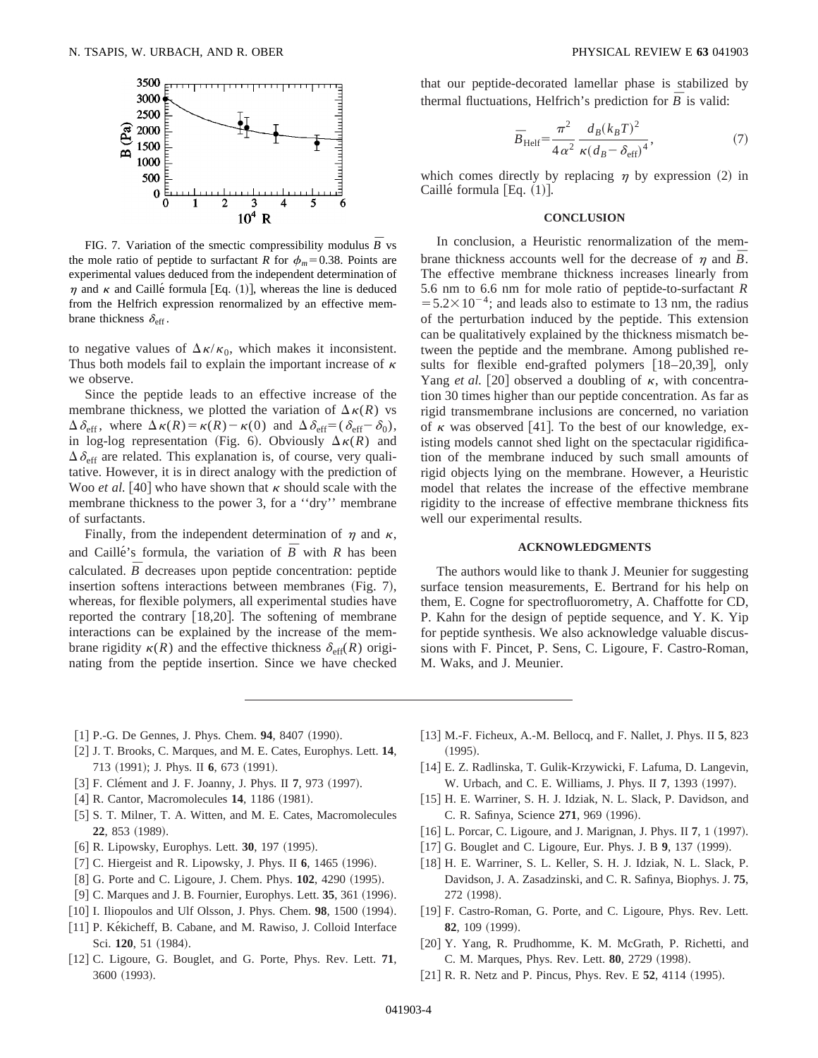FIG. 7. Variation of the smectic compressibility modulus $\bar{B}$ vs the mole ratio of peptide to surfactant $R$ for $\phi_m = 0.38$. Points are experimental values deduced from the independent determination of $\eta$ and $\kappa$ and Caillé formula [Eq. (1)], whereas the line is deduced from the Helfrich expression renormalized by an effective membrane thickness $\delta_{\rm eff}$.

to negative values of $\Delta\kappa/\kappa_0$, which makes it inconsistent. Thus both models fail to explain the important increase of $\kappa$ we observe.

Since the peptide leads to an effective increase of the membrane thickness, we plotted the variation of $\Delta\kappa(R)$ vs $\Delta\delta_{\rm eff}$, where $\Delta\kappa(R) = \kappa(R) - \kappa(0)$ and $\Delta\delta_{\rm eff} = (\delta_{\rm eff} - \delta_0)$, in log-log representation (Fig. 6). Obviously $\Delta\kappa(R)$ and $\Delta\delta_{\rm eff}$ are related. This explanation is, of course, very qualitative. However, it is in direct analogy with the prediction of Woo *et al.* [40] who have shown that $\kappa$ should scale with the membrane thickness to the power 3, for a ''dry'' membrane of surfactants.

Finally, from the independent determination of $\eta$ and $\kappa$, and Caillé's formula, the variation of $\bar{B}$ with $R$ has been calculated. $\bar{B}$ decreases upon peptide concentration: peptide insertion softens interactions between membranes (Fig. 7), whereas, for flexible polymers, all experimental studies have reported the contrary [18,20]. The softening of membrane interactions can be explained by the increase of the membrane rigidity $\kappa(R)$ and the effective thickness $\delta_{\rm eff}(R)$ originating from the peptide insertion. Since we have checked that our peptide-decorated lamellar phase is stabilized by thermal fluctuations, Helfrich's prediction for $\bar{B}$ is valid:

$$\bar{B}_{\rm Helf} = \frac{\pi^2}{4\alpha^2}\,\frac{d_B (k_B T)^2}{\kappa (d_B - \delta_{\rm eff})^4}, \tag{7}$$

which comes directly by replacing $\eta$ by expression (2) in Caillé formula [Eq. (1)].

## CONCLUSION

In conclusion, a Heuristic renormalization of the membrane thickness accounts well for the decrease of $\eta$ and $\bar{B}$. The effective membrane thickness increases linearly from 5.6 nm to 6.6 nm for mole ratio of peptide-to-surfactant $R = 5.2 \times 10^{-4}$; and leads also to estimate to 13 nm, the radius of the perturbation induced by the peptide. This extension can be qualitatively explained by the thickness mismatch between the peptide and the membrane. Among published results for flexible end-grafted polymers [18–20,39], only Yang *et al.* [20] observed a doubling of $\kappa$, with concentration 30 times higher than our peptide concentration. As far as rigid transmembrane inclusions are concerned, no variation of $\kappa$ was observed [41]. To the best of our knowledge, existing models cannot shed light on the spectacular rigidification of the membrane induced by such small amounts of rigid objects lying on the membrane. However, a Heuristic model that relates the increase of the effective membrane rigidity to the increase of effective membrane thickness fits well our experimental results.

## ACKNOWLEDGMENTS

The authors would like to thank J. Meunier for suggesting surface tension measurements, E. Bertrand for his help on them, E. Cogne for spectrofluorometry, A. Chaffotte for CD, P. Kahn for the design of peptide sequence, and Y. K. Yip for peptide synthesis. We also acknowledge valuable discussions with F. Pincet, P. Sens, C. Ligoure, F. Castro-Roman, M. Waks, and J. Meunier.

---

[1] P.-G. De Gennes, J. Phys. Chem. **94**, 8407 (1990).
[2] J. T. Brooks, C. Marques, and M. E. Cates, Europhys. Lett. **14**, 713 (1991); J. Phys. II **6**, 673 (1991).
[3] F. Clément and J. F. Joanny, J. Phys. II **7**, 973 (1997).
[4] R. Cantor, Macromolecules **14**, 1186 (1981).
[5] S. T. Milner, T. A. Witten, and M. E. Cates, Macromolecules **22**, 853 (1989).
[6] R. Lipowsky, Europhys. Lett. **30**, 197 (1995).
[7] C. Hiergeist and R. Lipowsky, J. Phys. II **6**, 1465 (1996).
[8] G. Porte and C. Ligoure, J. Chem. Phys. **102**, 4290 (1995).
[9] C. Marques and J. B. Fournier, Europhys. Lett. **35**, 361 (1996).
[10] I. Iliopoulos and Ulf Olsson, J. Phys. Chem. **98**, 1500 (1994).
[11] P. Kékicheff, B. Cabane, and M. Rawiso, J. Colloid Interface Sci. **120**, 51 (1984).
[12] C. Ligoure, G. Bouglet, and G. Porte, Phys. Rev. Lett. **71**, 3600 (1993).
[13] M.-F. Ficheux, A.-M. Bellocq, and F. Nallet, J. Phys. II **5**, 823 (1995).
[14] E. Z. Radlinska, T. Gulik-Krzywicki, F. Lafuma, D. Langevin, W. Urbach, and C. E. Williams, J. Phys. II **7**, 1393 (1997).
[15] H. E. Warriner, S. H. J. Idziak, N. L. Slack, P. Davidson, and C. R. Safinya, Science **271**, 969 (1996).
[16] L. Porcar, C. Ligoure, and J. Marignan, J. Phys. II **7**, 1 (1997).
[17] G. Bouglet and C. Ligoure, Eur. Phys. J. B **9**, 137 (1999).
[18] H. E. Warriner, S. L. Keller, S. H. J. Idziak, N. L. Slack, P. Davidson, J. A. Zasadzinski, and C. R. Safinya, Biophys. J. **75**, 272 (1998).
[19] F. Castro-Roman, G. Porte, and C. Ligoure, Phys. Rev. Lett. **82**, 109 (1999).
[20] Y. Yang, R. Prudhomme, K. M. McGrath, P. Richetti, and C. M. Marques, Phys. Rev. Lett. **80**, 2729 (1998).
[21] R. R. Netz and P. Pincus, Phys. Rev. E **52**, 4114 (1995).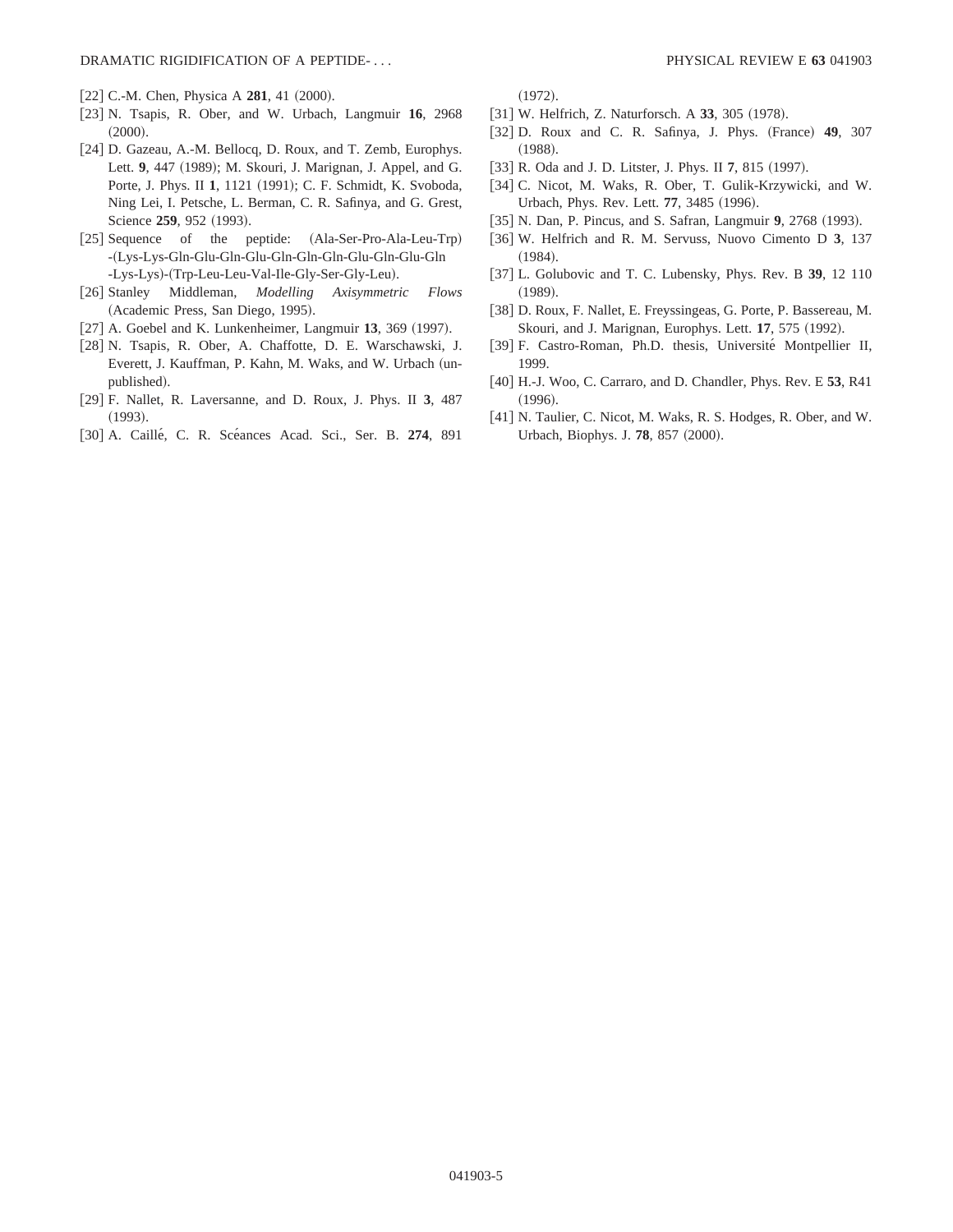[22] C.-M. Chen, Physica A **281**, 41 (2000).

[23] N. Tsapis, R. Ober, and W. Urbach, Langmuir **16**, 2968 (2000).

[24] D. Gazeau, A.-M. Bellocq, D. Roux, and T. Zemb, Europhys. Lett. **9**, 447 (1989); M. Skouri, J. Marignan, J. Appel, and G. Porte, J. Phys. II **1**, 1121 (1991); C. F. Schmidt, K. Svoboda, Ning Lei, I. Petsche, L. Berman, C. R. Safinya, and G. Grest, Science **259**, 952 (1993).

[25] Sequence of the peptide: (Ala-Ser-Pro-Ala-Leu-Trp) -(Lys-Lys-Gln-Glu-Gln-Glu-Gln-Gln-Gln-Glu-Gln-Glu-Gln -Lys-Lys)-(Trp-Leu-Leu-Val-Ile-Gly-Ser-Gly-Leu).

[26] Stanley Middleman, *Modelling Axisymmetric Flows* (Academic Press, San Diego, 1995).

[27] A. Goebel and K. Lunkenheimer, Langmuir **13**, 369 (1997).

[28] N. Tsapis, R. Ober, A. Chaffotte, D. E. Warschawski, J. Everett, J. Kauffman, P. Kahn, M. Waks, and W. Urbach (unpublished).

[29] F. Nallet, R. Laversanne, and D. Roux, J. Phys. II **3**, 487 (1993).

[30] A. Caillé, C. R. Séances Acad. Sci., Ser. B. **274**, 891 (1972).

[31] W. Helfrich, Z. Naturforsch. A **33**, 305 (1978).

[32] D. Roux and C. R. Safinya, J. Phys. (France) **49**, 307 (1988).

[33] R. Oda and J. D. Litster, J. Phys. II **7**, 815 (1997).

[34] C. Nicot, M. Waks, R. Ober, T. Gulik-Krzywicki, and W. Urbach, Phys. Rev. Lett. **77**, 3485 (1996).

[35] N. Dan, P. Pincus, and S. Safran, Langmuir **9**, 2768 (1993).

[36] W. Helfrich and R. M. Servuss, Nuovo Cimento D **3**, 137 (1984).

[37] L. Golubovic and T. C. Lubensky, Phys. Rev. B **39**, 12 110 (1989).

[38] D. Roux, F. Nallet, E. Freyssingeas, G. Porte, P. Bassereau, M. Skouri, and J. Marignan, Europhys. Lett. **17**, 575 (1992).

[39] F. Castro-Roman, Ph.D. thesis, Université Montpellier II, 1999.

[40] H.-J. Woo, C. Carraro, and D. Chandler, Phys. Rev. E **53**, R41 (1996).

[41] N. Taulier, C. Nicot, M. Waks, R. S. Hodges, R. Ober, and W. Urbach, Biophys. J. **78**, 857 (2000).